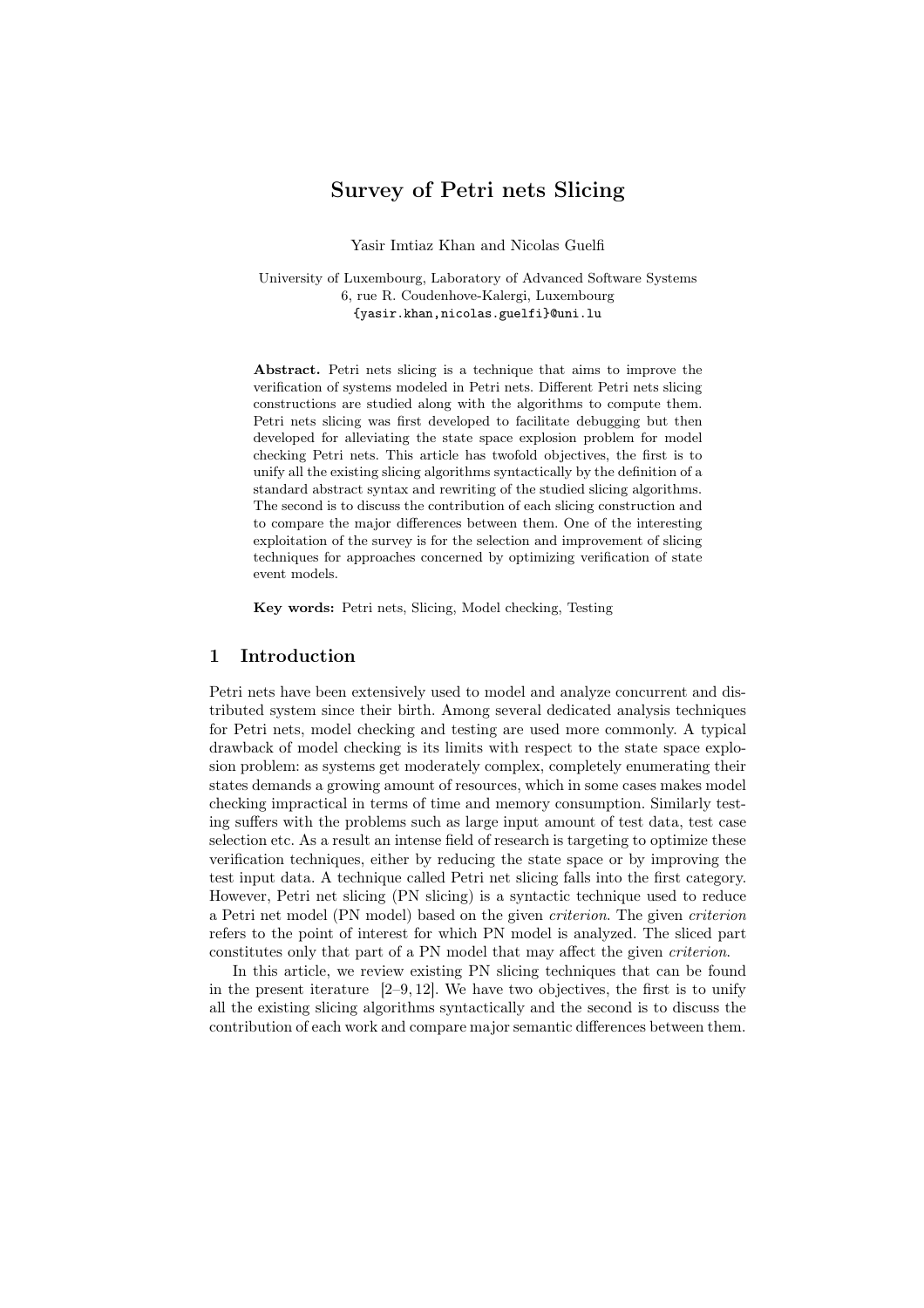# Survey of Petri nets Slicing

Yasir Imtiaz Khan and Nicolas Guelfi

University of Luxembourg, Laboratory of Advanced Software Systems
6, rue R. Coudenhove-Kalergi, Luxembourg
{yasir.khan,nicolas.guelfi}@uni.lu

**Abstract.** Petri nets slicing is a technique that aims to improve the verification of systems modeled in Petri nets. Different Petri nets slicing constructions are studied along with the algorithms to compute them. Petri nets slicing was first developed to facilitate debugging but then developed for alleviating the state space explosion problem for model checking Petri nets. This article has twofold objectives, the first is to unify all the existing slicing algorithms syntactically by the definition of a standard abstract syntax and rewriting of the studied slicing algorithms. The second is to discuss the contribution of each slicing construction and to compare the major differences between them. One of the interesting exploitation of the survey is for the selection and improvement of slicing techniques for approaches concerned by optimizing verification of state event models.

**Key words:** Petri nets, Slicing, Model checking, Testing

## 1 Introduction

Petri nets have been extensively used to model and analyze concurrent and distributed system since their birth. Among several dedicated analysis techniques for Petri nets, model checking and testing are used more commonly. A typical drawback of model checking is its limits with respect to the state space explosion problem: as systems get moderately complex, completely enumerating their states demands a growing amount of resources, which in some cases makes model checking impractical in terms of time and memory consumption. Similarly testing suffers with the problems such as large input amount of test data, test case selection etc. As a result an intense field of research is targeting to optimize these verification techniques, either by reducing the state space or by improving the test input data. A technique called Petri net slicing falls into the first category. However, Petri net slicing (PN slicing) is a syntactic technique used to reduce a Petri net model (PN model) based on the given *criterion*. The given *criterion* refers to the point of interest for which PN model is analyzed. The sliced part constitutes only that part of a PN model that may affect the given *criterion*.

In this article, we review existing PN slicing techniques that can be found in the present iterature [2–9, 12]. We have two objectives, the first is to unify all the existing slicing algorithms syntactically and the second is to discuss the contribution of each work and compare major semantic differences between them.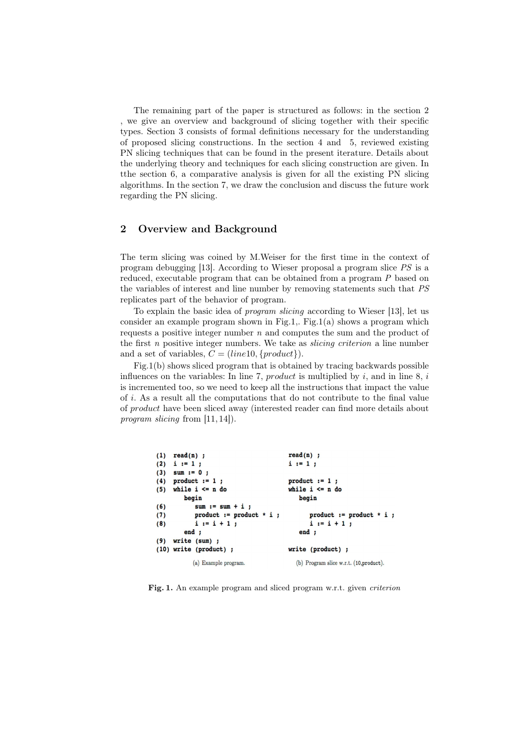The remaining part of the paper is structured as follows: in the section 2 , we give an overview and background of slicing together with their specific types. Section 3 consists of formal definitions necessary for the understanding of proposed slicing constructions. In the section 4 and 5, reviewed existing PN slicing techniques that can be found in the present iterature. Details about the underlying theory and techniques for each slicing construction are given. In tthe section 6, a comparative analysis is given for all the existing PN slicing algorithms. In the section 7, we draw the conclusion and discuss the future work regarding the PN slicing.

## 2 Overview and Background

The term slicing was coined by M.Weiser for the first time in the context of program debugging [13]. According to Wieser proposal a program slice *PS* is a reduced, executable program that can be obtained from a program *P* based on the variables of interest and line number by removing statements such that *PS* replicates part of the behavior of program.

To explain the basic idea of *program slicing* according to Wieser [13], let us consider an example program shown in Fig.1,. Fig.1(a) shows a program which requests a positive integer number $n$ and computes the sum and the product of the first $n$ positive integer numbers. We take as *slicing criterion* a line number and a set of variables, $C = (line10, \{product\})$.

Fig.1(b) shows sliced program that is obtained by tracing backwards possible influences on the variables: In line 7, *product* is multiplied by $i$, and in line 8, $i$ is incremented too, so we need to keep all the instructions that impact the value of $i$. As a result all the computations that do not contribute to the final value of *product* have been sliced away (interested reader can find more details about *program slicing* from [11, 14]).

```
(1)  read(n) ;
(2)  i := 1 ;
(3)  sum := 0 ;
(4)  product := 1 ;
(5)  while i <= n do
       begin
(6)        sum := sum + i ;
(7)        product := product * i ;
(8)        i := i + 1 ;
       end ;
(9)  write (sum) ;
(10) write (product) ;
```

(a) Example program.

```
read(n) ;
i := 1 ;

product := 1 ;
while i <= n do
  begin

    product := product * i ;
    i := i + 1 ;
  end ;

write (product) ;
```

(b) Program slice w.r.t. (10,product).

**Fig. 1.** An example program and sliced program w.r.t. given *criterion*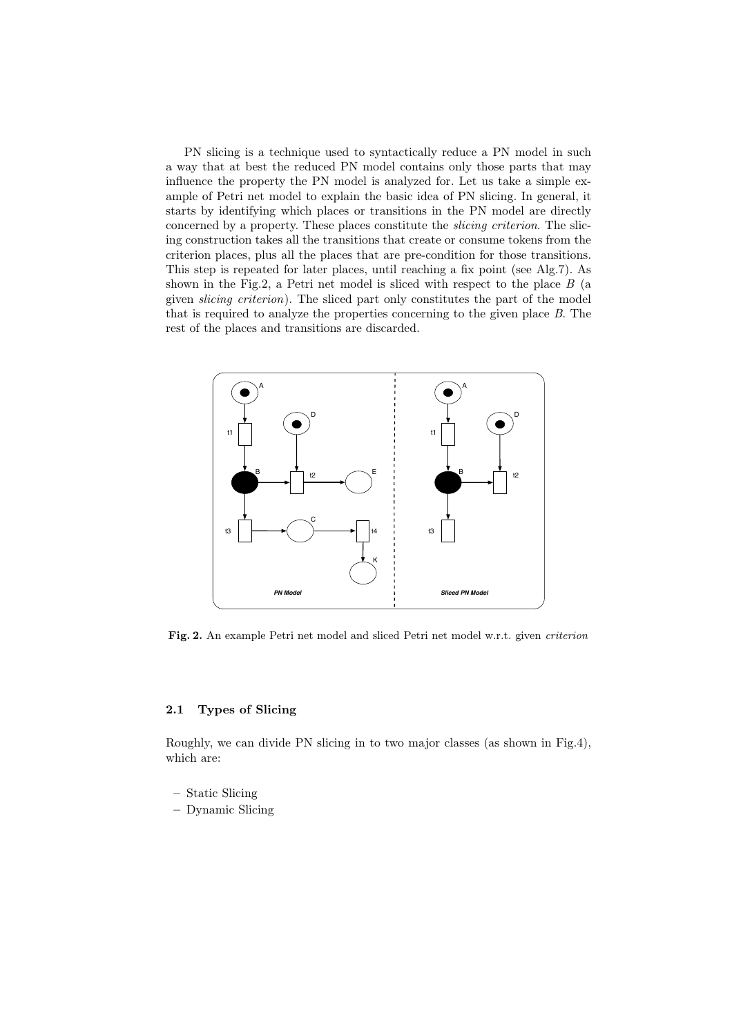PN slicing is a technique used to syntactically reduce a PN model in such a way that at best the reduced PN model contains only those parts that may influence the property the PN model is analyzed for. Let us take a simple example of Petri net model to explain the basic idea of PN slicing. In general, it starts by identifying which places or transitions in the PN model are directly concerned by a property. These places constitute the *slicing criterion*. The slicing construction takes all the transitions that create or consume tokens from the criterion places, plus all the places that are pre-condition for those transitions. This step is repeated for later places, until reaching a fix point (see Alg.7). As shown in the Fig.2, a Petri net model is sliced with respect to the place $B$ (a given *slicing criterion*). The sliced part only constitutes the part of the model that is required to analyze the properties concerning to the given place $B$. The rest of the places and transitions are discarded.

**Fig. 2.** An example Petri net model and sliced Petri net model w.r.t. given *criterion*

### 2.1 Types of Slicing

Roughly, we can divide PN slicing in to two major classes (as shown in Fig.4), which are:

- Static Slicing
- Dynamic Slicing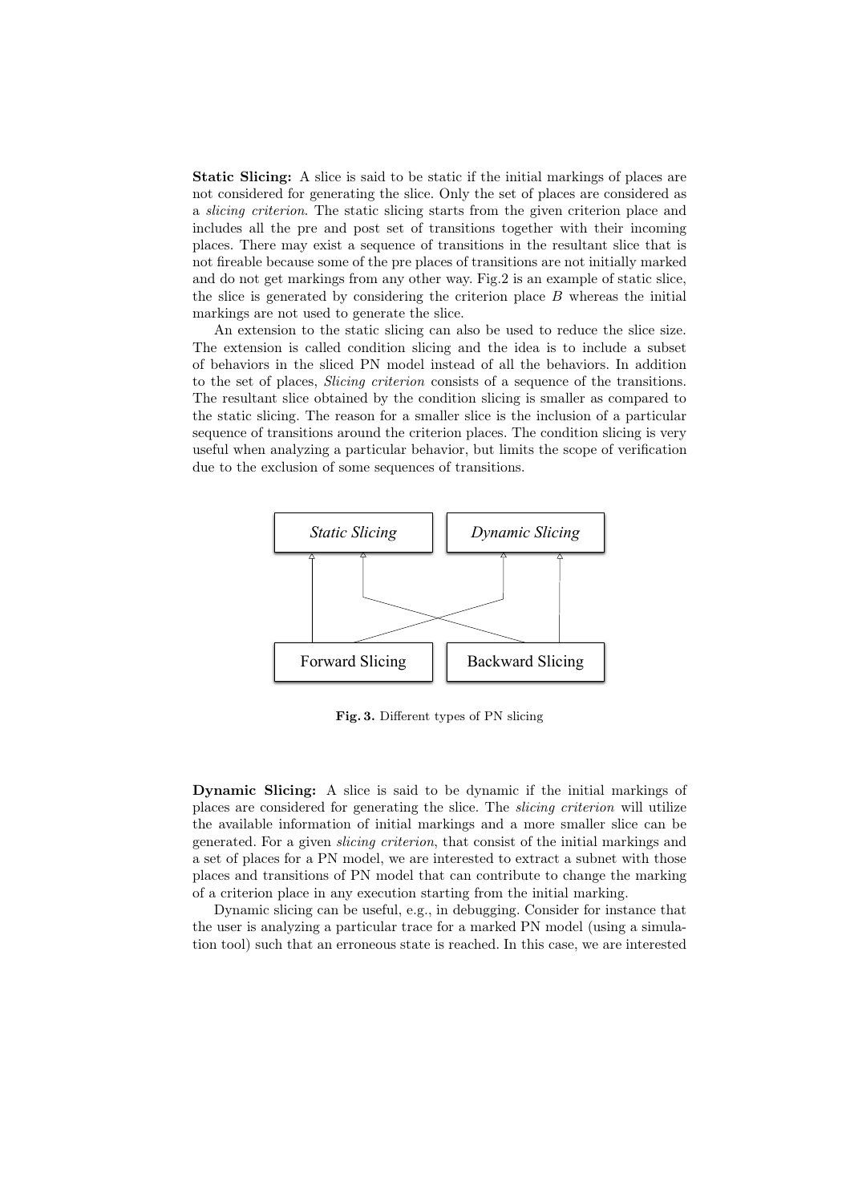**Static Slicing:** A slice is said to be static if the initial markings of places are not considered for generating the slice. Only the set of places are considered as a *slicing criterion*. The static slicing starts from the given criterion place and includes all the pre and post set of transitions together with their incoming places. There may exist a sequence of transitions in the resultant slice that is not fireable because some of the pre places of transitions are not initially marked and do not get markings from any other way. Fig.2 is an example of static slice, the slice is generated by considering the criterion place $B$ whereas the initial markings are not used to generate the slice.

An extension to the static slicing can also be used to reduce the slice size. The extension is called condition slicing and the idea is to include a subset of behaviors in the sliced PN model instead of all the behaviors. In addition to the set of places, *Slicing criterion* consists of a sequence of the transitions. The resultant slice obtained by the condition slicing is smaller as compared to the static slicing. The reason for a smaller slice is the inclusion of a particular sequence of transitions around the criterion places. The condition slicing is very useful when analyzing a particular behavior, but limits the scope of verification due to the exclusion of some sequences of transitions.

*Static Slicing* *Dynamic Slicing*

Forward Slicing Backward Slicing

**Fig. 3.** Different types of PN slicing

**Dynamic Slicing:** A slice is said to be dynamic if the initial markings of places are considered for generating the slice. The *slicing criterion* will utilize the available information of initial markings and a more smaller slice can be generated. For a given *slicing criterion*, that consist of the initial markings and a set of places for a PN model, we are interested to extract a subnet with those places and transitions of PN model that can contribute to change the marking of a criterion place in any execution starting from the initial marking.

Dynamic slicing can be useful, e.g., in debugging. Consider for instance that the user is analyzing a particular trace for a marked PN model (using a simulation tool) such that an erroneous state is reached. In this case, we are interested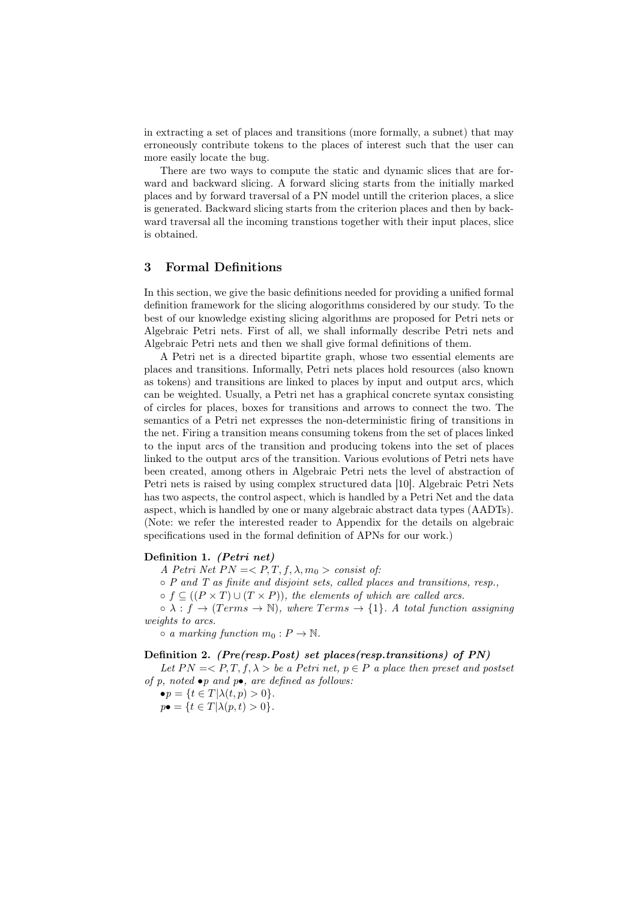in extracting a set of places and transitions (more formally, a subnet) that may erroneously contribute tokens to the places of interest such that the user can more easily locate the bug.

There are two ways to compute the static and dynamic slices that are forward and backward slicing. A forward slicing starts from the initially marked places and by forward traversal of a PN model untill the criterion places, a slice is generated. Backward slicing starts from the criterion places and then by backward traversal all the incoming transtions together with their input places, slice is obtained.

## 3 Formal Definitions

In this section, we give the basic definitions needed for providing a unified formal definition framework for the slicing alogorithms considered by our study. To the best of our knowledge existing slicing algorithms are proposed for Petri nets or Algebraic Petri nets. First of all, we shall informally describe Petri nets and Algebraic Petri nets and then we shall give formal definitions of them.

A Petri net is a directed bipartite graph, whose two essential elements are places and transitions. Informally, Petri nets places hold resources (also known as tokens) and transitions are linked to places by input and output arcs, which can be weighted. Usually, a Petri net has a graphical concrete syntax consisting of circles for places, boxes for transitions and arrows to connect the two. The semantics of a Petri net expresses the non-deterministic firing of transitions in the net. Firing a transition means consuming tokens from the set of places linked to the input arcs of the transition and producing tokens into the set of places linked to the output arcs of the transition. Various evolutions of Petri nets have been created, among others in Algebraic Petri nets the level of abstraction of Petri nets is raised by using complex structured data [10]. Algebraic Petri Nets has two aspects, the control aspect, which is handled by a Petri Net and the data aspect, which is handled by one or many algebraic abstract data types (AADTs). (Note: we refer the interested reader to Appendix for the details on algebraic specifications used in the formal definition of APNs for our work.)

**Definition 1.** ***(Petri net)***

*A Petri Net* $PN = < P, T, f, \lambda, m_0 >$ *consist of:*

$\circ$ *$P$ and $T$ as finite and disjoint sets, called places and transitions, resp.,*

$\circ$ $f \subseteq ((P \times T) \cup (T \times P))$*, the elements of which are called arcs.*

$\circ$ $\lambda : f \to (Terms \to \mathbb{N})$*, where* $Terms \to \{1\}$*. A total function assigning weights to arcs.*

$\circ$ *a marking function* $m_0 : P \to \mathbb{N}$*.*

**Definition 2.** ***(Pre(resp.Post) set places(resp.transitions) of PN)***

*Let* $PN = < P, T, f, \lambda >$ *be a Petri net,* $p \in P$ *a place then preset and postset of p, noted* $\bullet p$ *and* $p\bullet$*, are defined as follows:*

$\bullet p = \{t \in T | \lambda(t, p) > 0\}$.

$p\bullet = \{t \in T | \lambda(p, t) > 0\}$.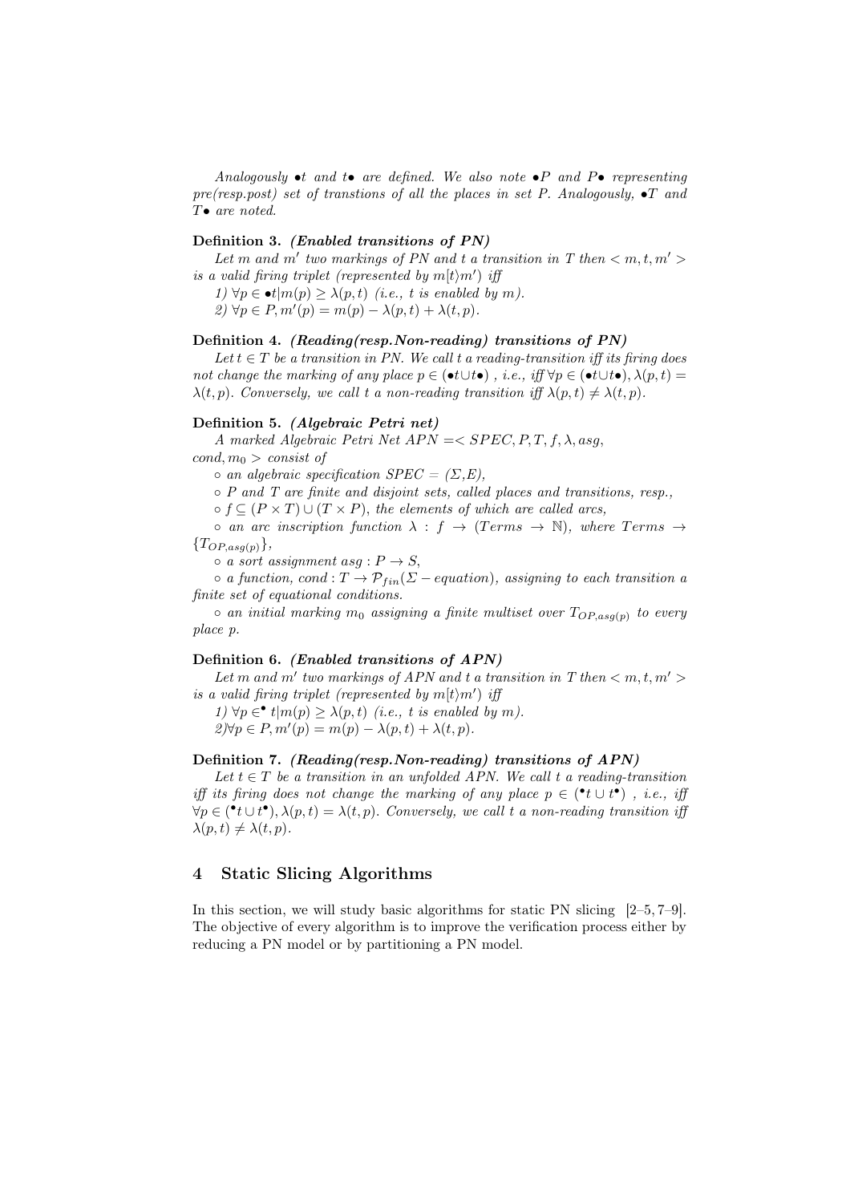*Analogously $\bullet t$ and $t\bullet$ are defined. We also note $\bullet P$ and $P\bullet$ representing pre(resp.post) set of transtions of all the places in set P. Analogously, $\bullet T$ and $T\bullet$ are noted.*

**Definition 3.** ***(Enabled transitions of PN)***

*Let m and $m'$ two markings of PN and t a transition in T then $< m, t, m' >$ is a valid firing triplet (represented by $m[t\rangle m'$) iff*

*1) $\forall p \in \bullet t | m(p) \geq \lambda(p,t)$ (i.e., t is enabled by m).*

*2) $\forall p \in P, m'(p) = m(p) - \lambda(p,t) + \lambda(t,p)$.*

**Definition 4.** ***(Reading(resp.Non-reading) transitions of PN)***

*Let $t \in T$ be a transition in PN. We call t a reading-transition iff its firing does not change the marking of any place $p \in (\bullet t \cup t\bullet)$ , i.e., iff $\forall p \in (\bullet t \cup t\bullet), \lambda(p,t) = \lambda(t,p)$. Conversely, we call t a non-reading transition iff $\lambda(p,t) \neq \lambda(t,p)$.*

**Definition 5.** ***(Algebraic Petri net)***

*A marked Algebraic Petri Net $APN =< SPEC, P, T, f, \lambda, asg, cond, m_0 >$ consist of*

- *an algebraic specification SPEC = ($\Sigma$,E),*
- *P and T are finite and disjoint sets, called places and transitions, resp.,*
- *$f \subseteq (P \times T) \cup (T \times P)$, the elements of which are called arcs,*
- *an arc inscription function $\lambda : f \to (Terms \to \mathbb{N})$, where $Terms \to \{T_{OP,asg(p)}\}$,*
- *a sort assignment $asg : P \to S$,*
- *a function, $cond : T \to \mathcal{P}_{fin}(\Sigma - equation)$, assigning to each transition a finite set of equational conditions.*
- *an initial marking $m_0$ assigning a finite multiset over $T_{OP,asg(p)}$ to every place p.*

**Definition 6.** ***(Enabled transitions of APN)***

*Let m and $m'$ two markings of APN and t a transition in T then $< m, t, m' >$ is a valid firing triplet (represented by $m[t\rangle m'$) iff*

*1) $\forall p \in^\bullet t | m(p) \geq \lambda(p,t)$ (i.e., t is enabled by m).*

*2)$\forall p \in P, m'(p) = m(p) - \lambda(p,t) + \lambda(t,p)$.*

**Definition 7.** ***(Reading(resp.Non-reading) transitions of APN)***

*Let $t \in T$ be a transition in an unfolded APN. We call t a reading-transition iff its firing does not change the marking of any place $p \in ({}^\bullet t \cup t^\bullet)$ , i.e., iff $\forall p \in ({}^\bullet t \cup t^\bullet), \lambda(p,t) = \lambda(t,p)$. Conversely, we call t a non-reading transition iff $\lambda(p,t) \neq \lambda(t,p)$.*

## 4 Static Slicing Algorithms

In this section, we will study basic algorithms for static PN slicing [2–5, 7–9]. The objective of every algorithm is to improve the verification process either by reducing a PN model or by partitioning a PN model.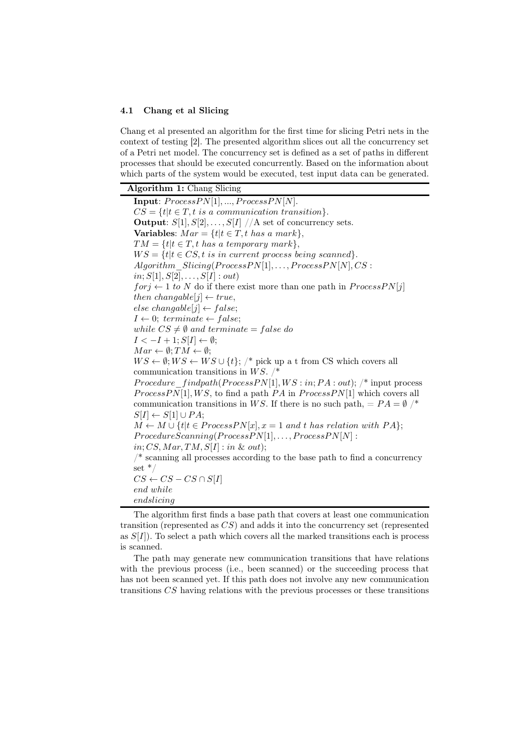### 4.1 Chang et al Slicing

Chang et al presented an algorithm for the first time for slicing Petri nets in the context of testing [2]. The presented algorithm slices out all the concurrency set of a Petri net model. The concurrency set is defined as a set of paths in different processes that should be executed concurrently. Based on the information about which parts of the system would be executed, test input data can be generated.

**Algorithm 1:** Chang Slicing

**Input**: $ProcessPN[1], ..., ProcessPN[N]$.
$CS = \{t | t \in T, t \; is \; a \; communication \; transition\}$.
**Output**: $S[1], S[2], \ldots, S[I]$ //A set of concurrency sets.
**Variables**: $Mar = \{t | t \in T, t \; has \; a \; mark\}$,
$TM = \{t | t \in T, t \; has \; a \; temporary \; mark\}$,
$WS = \{t | t \in CS, t \; is \; in \; current \; process \; being \; scanned\}$.
$Algorithm\_Slicing(ProcessPN[1], \ldots, ProcessPN[N], CS : in; S[1], S[2], \ldots, S[I] : out)$
$for j \leftarrow 1 \; to \; N$ do if there exist more than one path in $ProcessPN[j]$
$then \; changable[j] \leftarrow true$,
$else \; changable[j] \leftarrow false$;
$I \leftarrow 0; \; terminate \leftarrow false$;
$while \; CS \neq \emptyset \; and \; terminate = false \; do$
$I < -I + 1; S[I] \leftarrow \emptyset$;
$Mar \leftarrow \emptyset; TM \leftarrow \emptyset$;
$WS \leftarrow \emptyset; WS \leftarrow WS \cup \{t\}$; /* pick up a t from CS which covers all communication transitions in $WS$. /*
$Procedure\_findpath(ProcessPN[1], WS : in; PA : out)$; /* input process $ProcessPN[1], WS$, to find a path $PA$ in $ProcessPN[1]$ which covers all communication transitions in $WS$. If there is no such path, $= PA = \emptyset$ /*
$S[I] \leftarrow S[1] \cup PA$;
$M \leftarrow M \cup \{t | t \in ProcessPN[x], x = 1 \; and \; t \; has \; relation \; with \; PA\}$;
$ProcedureScanning(ProcessPN[1], \ldots, ProcessPN[N] : in; CS, Mar, TM, S[I] : in \; \& \; out)$;
/* scanning all processes according to the base path to find a concurrency set */
$CS \leftarrow CS - CS \cap S[I]$
$end \; while$
$endslicing$

The algorithm first finds a base path that covers at least one communication transition (represented as $CS$) and adds it into the concurrency set (represented as $S[I]$). To select a path which covers all the marked transitions each is process is scanned.

The path may generate new communication transitions that have relations with the previous process (i.e., been scanned) or the succeeding process that has not been scanned yet. If this path does not involve any new communication transitions $CS$ having relations with the previous processes or these transitions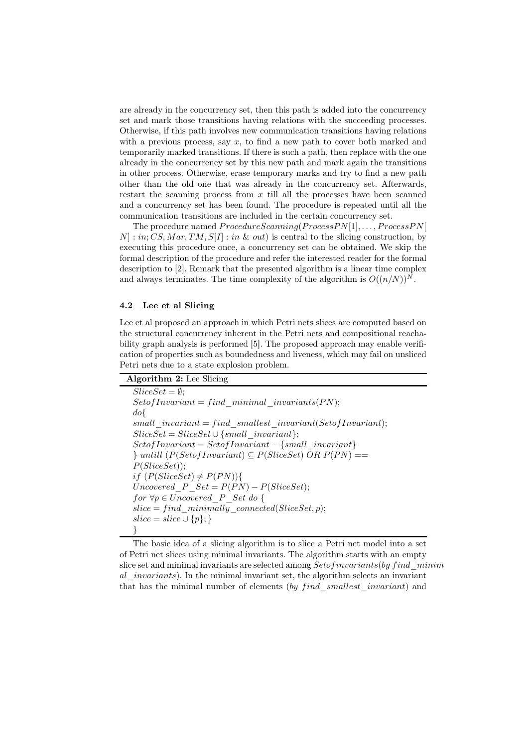are already in the concurrency set, then this path is added into the concurrency set and mark those transitions having relations with the succeeding processes. Otherwise, if this path involves new communication transitions having relations with a previous process, say $x$, to find a new path to cover both marked and temporarily marked transitions. If there is such a path, then replace with the one already in the concurrency set by this new path and mark again the transitions in other process. Otherwise, erase temporary marks and try to find a new path other than the old one that was already in the concurrency set. Afterwards, restart the scanning process from $x$ till all the processes have been scanned and a concurrency set has been found. The procedure is repeated until all the communication transitions are included in the certain concurrency set.

The procedure named $ProcedureScanning(ProcessPN[1], \ldots, ProcessPN[N] : in; CS, Mar, TM, S[I] : in \ \& \ out)$ is central to the slicing construction, by executing this procedure once, a concurrency set can be obtained. We skip the formal description of the procedure and refer the interested reader for the formal description to [2]. Remark that the presented algorithm is a linear time complex and always terminates. The time complexity of the algorithm is $O((n/N))^N$.

### 4.2 Lee et al Slicing

Lee et al proposed an approach in which Petri nets slices are computed based on the structural concurrency inherent in the Petri nets and compositional reachability graph analysis is performed [5]. The proposed approach may enable verification of properties such as boundedness and liveness, which may fail on unsliced Petri nets due to a state explosion problem.

**Algorithm 2:** Lee Slicing

```
SliceSet = ∅;
SetofInvariant = find_minimal_invariants(PN);
do{
small_invariant = find_smallest_invariant(SetofInvariant);
SliceSet = SliceSet ∪ {small_invariant};
SetofInvariant = SetofInvariant − {small_invariant}
} untill (P(SetofInvariant) ⊆ P(SliceSet) OR P(PN) ==
P(SliceSet));
if (P(SliceSet) ≠ P(PN)){
Uncovered_P_Set = P(PN) − P(SliceSet);
for ∀p ∈ Uncovered_P_Set do {
slice = find_minimally_connected(SliceSet, p);
slice = slice ∪ {p}; }
}
```

The basic idea of a slicing algorithm is to slice a Petri net model into a set of Petri net slices using minimal invariants. The algorithm starts with an empty slice set and minimal invariants are selected among $Setofinvariants$(*by* $find\_minimal\_invariants$). In the minimal invariant set, the algorithm selects an invariant that has the minimal number of elements (*by* $find\_smallest\_invariant$) and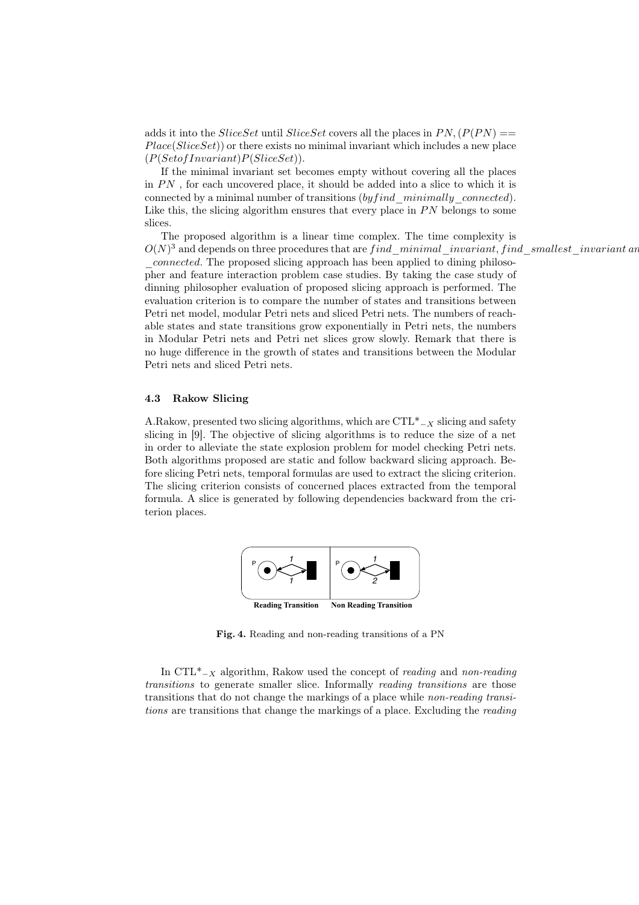adds it into the *SliceSet* until *SliceSet* covers all the places in $PN, (P(PN) == Place(SliceSet))$ or there exists no minimal invariant which includes a new place $(P(SetofInvariant)P(SliceSet))$.

If the minimal invariant set becomes empty without covering all the places in $PN$ , for each uncovered place, it should be added into a slice to which it is connected by a minimal number of transitions ($by find\_minimally\_connected$). Like this, the slicing algorithm ensures that every place in $PN$ belongs to some slices.

The proposed algorithm is a linear time complex. The time complexity is $O(N)^3$ and depends on three procedures that are $find\_minimal\_invariant$, $find\_smallest\_invariant$ an $\_connected$. The proposed slicing approach has been applied to dining philosopher and feature interaction problem case studies. By taking the case study of dinning philosopher evaluation of proposed slicing approach is performed. The evaluation criterion is to compare the number of states and transitions between Petri net model, modular Petri nets and sliced Petri nets. The numbers of reachable states and state transitions grow exponentially in Petri nets, the numbers in Modular Petri nets and Petri net slices grow slowly. Remark that there is no huge difference in the growth of states and transitions between the Modular Petri nets and sliced Petri nets.

### 4.3 Rakow Slicing

A.Rakow, presented two slicing algorithms, which are CTL$^*_{-X}$ slicing and safety slicing in [9]. The objective of slicing algorithms is to reduce the size of a net in order to alleviate the state explosion problem for model checking Petri nets. Both algorithms proposed are static and follow backward slicing approach. Before slicing Petri nets, temporal formulas are used to extract the slicing criterion. The slicing criterion consists of concerned places extracted from the temporal formula. A slice is generated by following dependencies backward from the criterion places.

**Fig. 4.** Reading and non-reading transitions of a PN

In CTL$^*_{-X}$ algorithm, Rakow used the concept of *reading* and *non-reading transitions* to generate smaller slice. Informally *reading transitions* are those transitions that do not change the markings of a place while *non-reading transitions* are transitions that change the markings of a place. Excluding the *reading*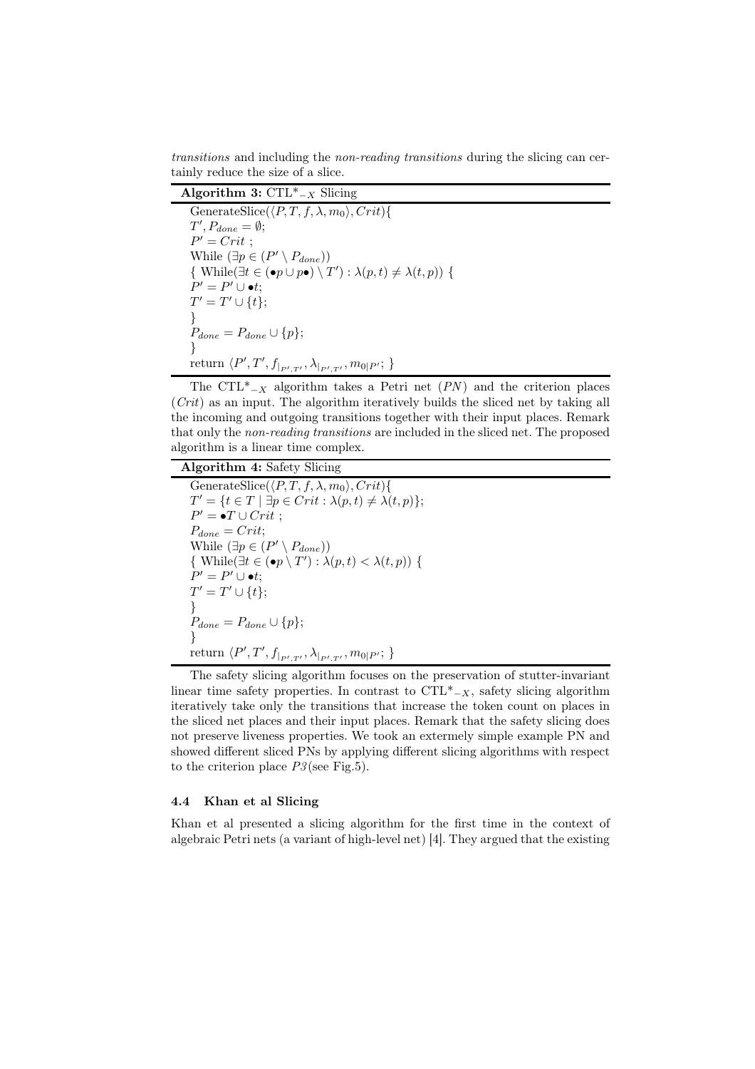*transitions* and including the *non-reading transitions* during the slicing can certainly reduce the size of a slice.

**Algorithm 3:** CTL*$_{-X}$ Slicing

```
GenerateSlice(⟨P, T, f, λ, m_0⟩, Crit){
T', P_done = ∅;
P' = Crit ;
While (∃p ∈ (P' \ P_done))
{ While(∃t ∈ (•p ∪ p•) \ T') : λ(p, t) ≠ λ(t, p)) {
P' = P' ∪ •t;
T' = T' ∪ {t};
}
P_done = P_done ∪ {p};
}
return ⟨P', T', f|_{P',T'}, λ|_{P',T'}, m_{0|P'}; }
```

The CTL*$_{-X}$ algorithm takes a Petri net (*PN*) and the criterion places (*Crit*) as an input. The algorithm iteratively builds the sliced net by taking all the incoming and outgoing transitions together with their input places. Remark that only the *non-reading transitions* are included in the sliced net. The proposed algorithm is a linear time complex.

**Algorithm 4:** Safety Slicing

```
GenerateSlice(⟨P, T, f, λ, m_0⟩, Crit){
T' = {t ∈ T | ∃p ∈ Crit : λ(p, t) ≠ λ(t, p)};
P' = •T ∪ Crit ;
P_done = Crit;
While (∃p ∈ (P' \ P_done))
{ While(∃t ∈ (•p \ T') : λ(p, t) < λ(t, p)) {
P' = P' ∪ •t;
T' = T' ∪ {t};
}
P_done = P_done ∪ {p};
}
return ⟨P', T', f|_{P',T'}, λ|_{P',T'}, m_{0|P'}; }
```

The safety slicing algorithm focuses on the preservation of stutter-invariant linear time safety properties. In contrast to CTL*$_{-X}$, safety slicing algorithm iteratively take only the transitions that increase the token count on places in the sliced net places and their input places. Remark that the safety slicing does not preserve liveness properties. We took an extermely simple example PN and showed different sliced PNs by applying different slicing algorithms with respect to the criterion place *P3*(see Fig.5).

### 4.4 Khan et al Slicing

Khan et al presented a slicing algorithm for the first time in the context of algebraic Petri nets (a variant of high-level net) [4]. They argued that the existing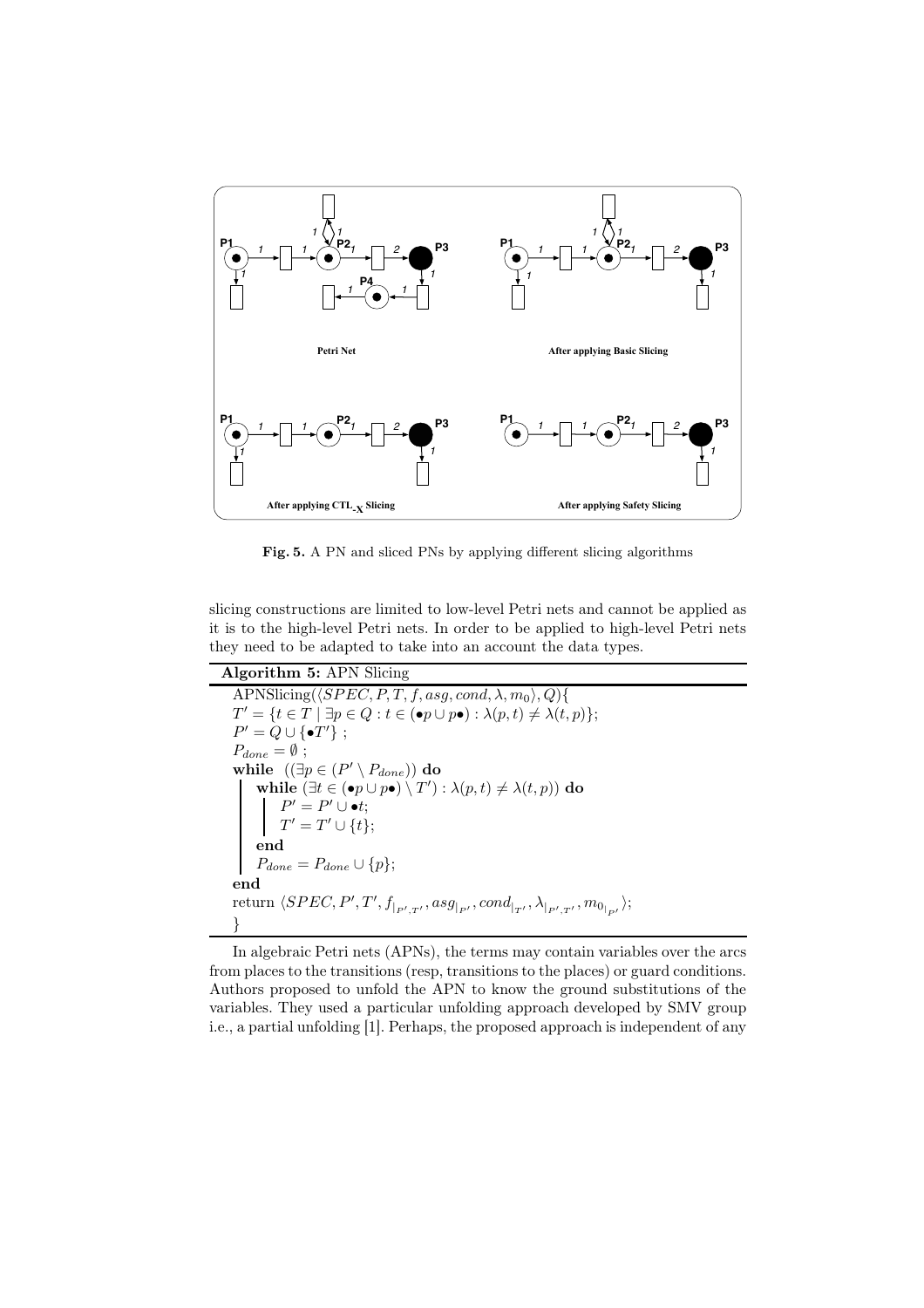Fig. 5. A PN and sliced PNs by applying different slicing algorithms

slicing constructions are limited to low-level Petri nets and cannot be applied as it is to the high-level Petri nets. In order to be applied to high-level Petri nets they need to be adapted to take into an account the data types.

**Algorithm 5:** APN Slicing

```
APNSlicing(⟨SPEC, P, T, f, asg, cond, λ, m_0⟩, Q){
T' = {t ∈ T | ∃p ∈ Q : t ∈ (•p ∪ p•) : λ(p, t) ≠ λ(t, p)};
P' = Q ∪ {•T'} ;
P_done = ∅ ;
while ((∃p ∈ (P' \ P_done)) do
    while (∃t ∈ (•p ∪ p•) \ T') : λ(p, t) ≠ λ(t, p)) do
        P' = P' ∪ •t;
        T' = T' ∪ {t};
    end
    P_done = P_done ∪ {p};
end
return ⟨SPEC, P', T', f|_{P',T'}, asg|_{P'}, cond|_{T'}, λ|_{P',T'}, m_0|_{P'}⟩;
}
```

In algebraic Petri nets (APNs), the terms may contain variables over the arcs from places to the transitions (resp, transitions to the places) or guard conditions. Authors proposed to unfold the APN to know the ground substitutions of the variables. They used a particular unfolding approach developed by SMV group i.e., a partial unfolding [1]. Perhaps, the proposed approach is independent of any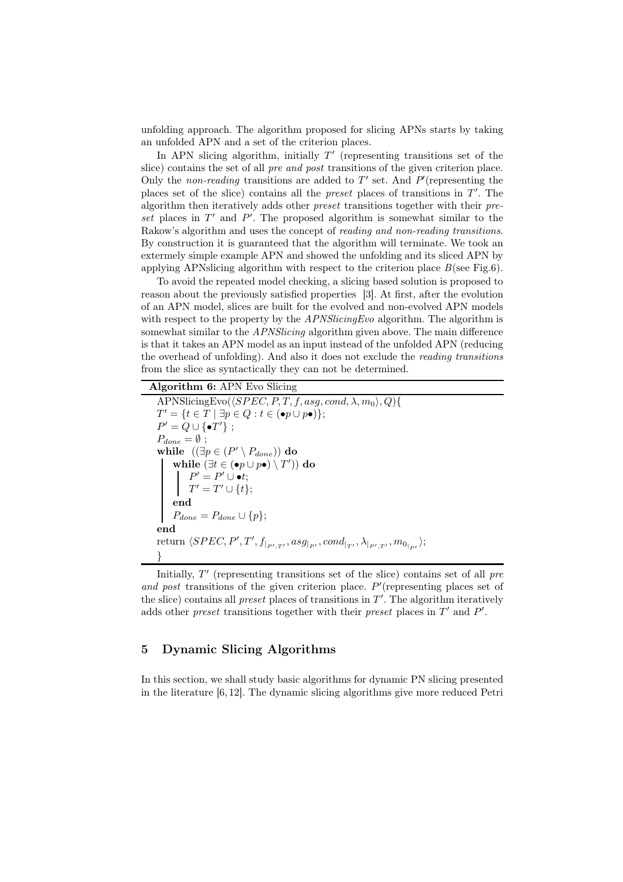unfolding approach. The algorithm proposed for slicing APNs starts by taking an unfolded APN and a set of the criterion places.

In APN slicing algorithm, initially $T'$ (representing transitions set of the slice) contains the set of all *pre and post* transitions of the given criterion place. Only the *non-reading* transitions are added to $T'$ set. And $P'$(representing the places set of the slice) contains all the *preset* places of transitions in $T'$. The algorithm then iteratively adds other *preset* transitions together with their *preset* places in $T'$ and $P'$. The proposed algorithm is somewhat similar to the Rakow's algorithm and uses the concept of *reading and non-reading transitions*. By construction it is guaranteed that the algorithm will terminate. We took an extermely simple example APN and showed the unfolding and its sliced APN by applying APNslicing algorithm with respect to the criterion place $B$(see Fig.6).

To avoid the repeated model checking, a slicing based solution is proposed to reason about the previously satisfied properties [3]. At first, after the evolution of an APN model, slices are built for the evolved and non-evolved APN models with respect to the property by the *APNSlicingEvo* algorithm. The algorithm is somewhat similar to the *APNSlicing* algorithm given above. The main difference is that it takes an APN model as an input instead of the unfolded APN (reducing the overhead of unfolding). And also it does not exclude the *reading transitions* from the slice as syntactically they can not be determined.

**Algorithm 6:** APN Evo Slicing

APNSlicingEvo($\langle SPEC, P, T, f, asg, cond, \lambda, m_0 \rangle, Q$){
$T' = \{t \in T \mid \exists p \in Q : t \in (\bullet p \cup p\bullet)\}$;
$P' = Q \cup \{\bullet T'\}$ ;
$P_{done} = \emptyset$ ;
**while** $((\exists p \in (P' \setminus P_{done}))$ **do**
  **while** $(\exists t \in (\bullet p \cup p\bullet) \setminus T')$ **do**
    $P' = P' \cup \bullet t$;
    $T' = T' \cup \{t\}$;
  **end**
  $P_{done} = P_{done} \cup \{p\}$;
**end**
return $\langle SPEC, P', T', f_{|_{P',T'}}, asg_{|_{P'}}, cond_{|_{T'}}, \lambda_{|_{P',T'}}, m_{0_{|_{P'}}} \rangle$;
}

Initially, $T'$ (representing transitions set of the slice) contains set of all *pre and post* transitions of the given criterion place. $P'$(representing places set of the slice) contains all *preset* places of transitions in $T'$. The algorithm iteratively adds other *preset* transitions together with their *preset* places in $T'$ and $P'$.

## 5 Dynamic Slicing Algorithms

In this section, we shall study basic algorithms for dynamic PN slicing presented in the literature [6, 12]. The dynamic slicing algorithms give more reduced Petri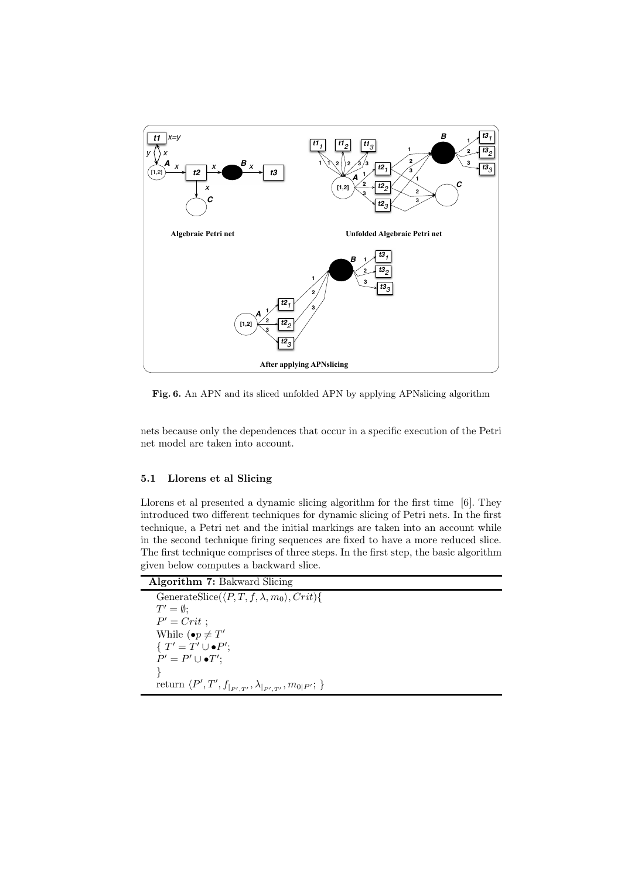**Fig. 6.** An APN and its sliced unfolded APN by applying APNslicing algorithm

nets because only the dependences that occur in a specific execution of the Petri net model are taken into account.

### 5.1 Llorens et al Slicing

Llorens et al presented a dynamic slicing algorithm for the first time [6]. They introduced two different techniques for dynamic slicing of Petri nets. In the first technique, a Petri net and the initial markings are taken into an account while in the second technique firing sequences are fixed to have a more reduced slice. The first technique comprises of three steps. In the first step, the basic algorithm given below computes a backward slice.

**Algorithm 7:** Bakward Slicing

GenerateSlice($\langle P, T, f, \lambda, m_0 \rangle, Crit$){
$T' = \emptyset$;
$P' = Crit$ ;
While ($\bullet p \neq T'$
{ $T' = T' \cup \bullet P'$;
$P' = P' \cup \bullet T'$;
}
return $\langle P', T', f_{|_{P',T'}}, \lambda_{|_{P',T'}}, m_{0|P'}$; }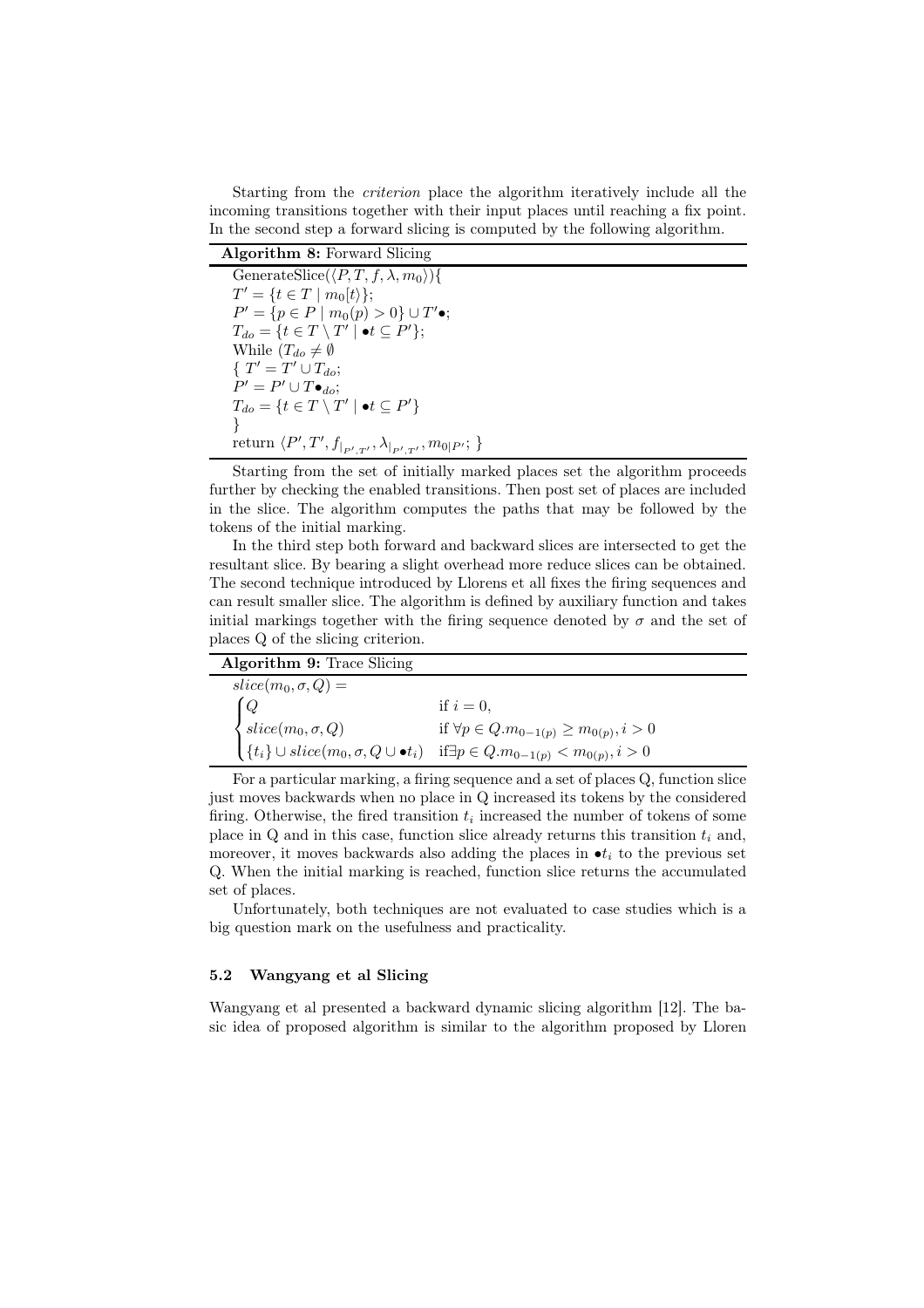Starting from the *criterion* place the algorithm iteratively include all the incoming transitions together with their input places until reaching a fix point. In the second step a forward slicing is computed by the following algorithm.

**Algorithm 8:** Forward Slicing

GenerateSlice($\langle P, T, f, \lambda, m_0 \rangle$){
$T' = \{t \in T \mid m_0[t\rangle\}$;
$P' = \{p \in P \mid m_0(p) > 0\} \cup T'\bullet$;
$T_{do} = \{t \in T \setminus T' \mid \bullet t \subseteq P'\}$;
While ($T_{do} \neq \emptyset$
{ $T' = T' \cup T_{do}$;
$P' = P' \cup T\bullet_{do}$;
$T_{do} = \{t \in T \setminus T' \mid \bullet t \subseteq P'\}$
}
return $\langle P', T', f_{|_{P',T'}}, \lambda_{|_{P',T'}}, m_{0|P'}$; }

Starting from the set of initially marked places set the algorithm proceeds further by checking the enabled transitions. Then post set of places are included in the slice. The algorithm computes the paths that may be followed by the tokens of the initial marking.

In the third step both forward and backward slices are intersected to get the resultant slice. By bearing a slight overhead more reduce slices can be obtained. The second technique introduced by Llorens et all fixes the firing sequences and can result smaller slice. The algorithm is defined by auxiliary function and takes initial markings together with the firing sequence denoted by $\sigma$ and the set of places Q of the slicing criterion.

**Algorithm 9:** Trace Slicing

$slice(m_0, \sigma, Q) =$

$$\begin{cases} Q & \text{if } i = 0, \\ slice(m_0, \sigma, Q) & \text{if } \forall p \in Q. m_{0-1(p)} \geq m_{0(p)}, i > 0 \\ \{t_i\} \cup slice(m_0, \sigma, Q \cup \bullet t_i) & \text{if} \exists p \in Q. m_{0-1(p)} < m_{0(p)}, i > 0 \end{cases}$$

For a particular marking, a firing sequence and a set of places Q, function slice just moves backwards when no place in Q increased its tokens by the considered firing. Otherwise, the fired transition $t_i$ increased the number of tokens of some place in Q and in this case, function slice already returns this transition $t_i$ and, moreover, it moves backwards also adding the places in $\bullet t_i$ to the previous set Q. When the initial marking is reached, function slice returns the accumulated set of places.

Unfortunately, both techniques are not evaluated to case studies which is a big question mark on the usefulness and practicality.

### 5.2 Wangyang et al Slicing

Wangyang et al presented a backward dynamic slicing algorithm [12]. The basic idea of proposed algorithm is similar to the algorithm proposed by Lloren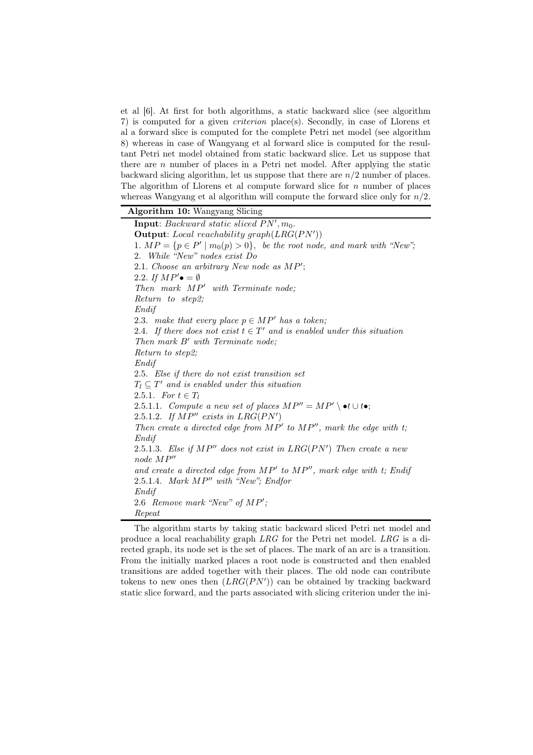et al [6]. At first for both algorithms, a static backward slice (see algorithm 7) is computed for a given *criterion* place(s). Secondly, in case of Llorens et al a forward slice is computed for the complete Petri net model (see algorithm 8) whereas in case of Wangyang et al forward slice is computed for the resultant Petri net model obtained from static backward slice. Let us suppose that there are $n$ number of places in a Petri net model. After applying the static backward slicing algorithm, let us suppose that there are $n/2$ number of places. The algorithm of Llorens et al compute forward slice for $n$ number of places whereas Wangyang et al algorithm will compute the forward slice only for $n/2$.

---

**Algorithm 10:** Wangyang Slicing

---

**Input**: *Backward static sliced* $PN', m_0$.

**Output**: *Local reachability graph*($LRG(PN')$)

1. $MP = \{p \in P' \mid m_0(p) > 0\}$, *be the root node, and mark with "New";*

2. *While "New" nodes exist Do*

2.1. *Choose an arbitrary New node as* $MP'$;

2.2. *If* $MP'\bullet = \emptyset$

*Then mark* $MP'$ *with Terminate node;*

*Return to step2;*

*Endif*

2.3. *make that every place* $p \in MP'$ *has a token;*

2.4. *If there does not exist* $t \in T'$ *and is enabled under this situation*

*Then mark* $B'$ *with Terminate node;*

*Return to step2;*

*Endif*

2.5. *Else if there do not exist transition set*

$T_l \subseteq T'$ *and is enabled under this situation*

2.5.1. *For* $t \in T_l$

2.5.1.1. *Compute a new set of places* $MP'' = MP' \setminus \bullet t \cup t\bullet$;

2.5.1.2. *If* $MP''$ *exists in* $LRG(PN')$

*Then create a directed edge from* $MP'$ *to* $MP''$*, mark the edge with t;*

*Endif*

2.5.1.3. *Else if* $MP''$ *does not exist in* $LRG(PN')$ *Then create a new node* $MP''$

*and create a directed edge from* $MP'$ *to* $MP''$*, mark edge with t; Endif*

2.5.1.4. *Mark* $MP''$ *with "New"; Endfor*

*Endif*

2.6 *Remove mark "New" of* $MP'$;

*Repeat*

---

The algorithm starts by taking static backward sliced Petri net model and produce a local reachability graph $LRG$ for the Petri net model. $LRG$ is a directed graph, its node set is the set of places. The mark of an arc is a transition. From the initially marked places a root node is constructed and then enabled transitions are added together with their places. The old node can contribute tokens to new ones then ($LRG(PN')$) can be obtained by tracking backward static slice forward, and the parts associated with slicing criterion under the ini-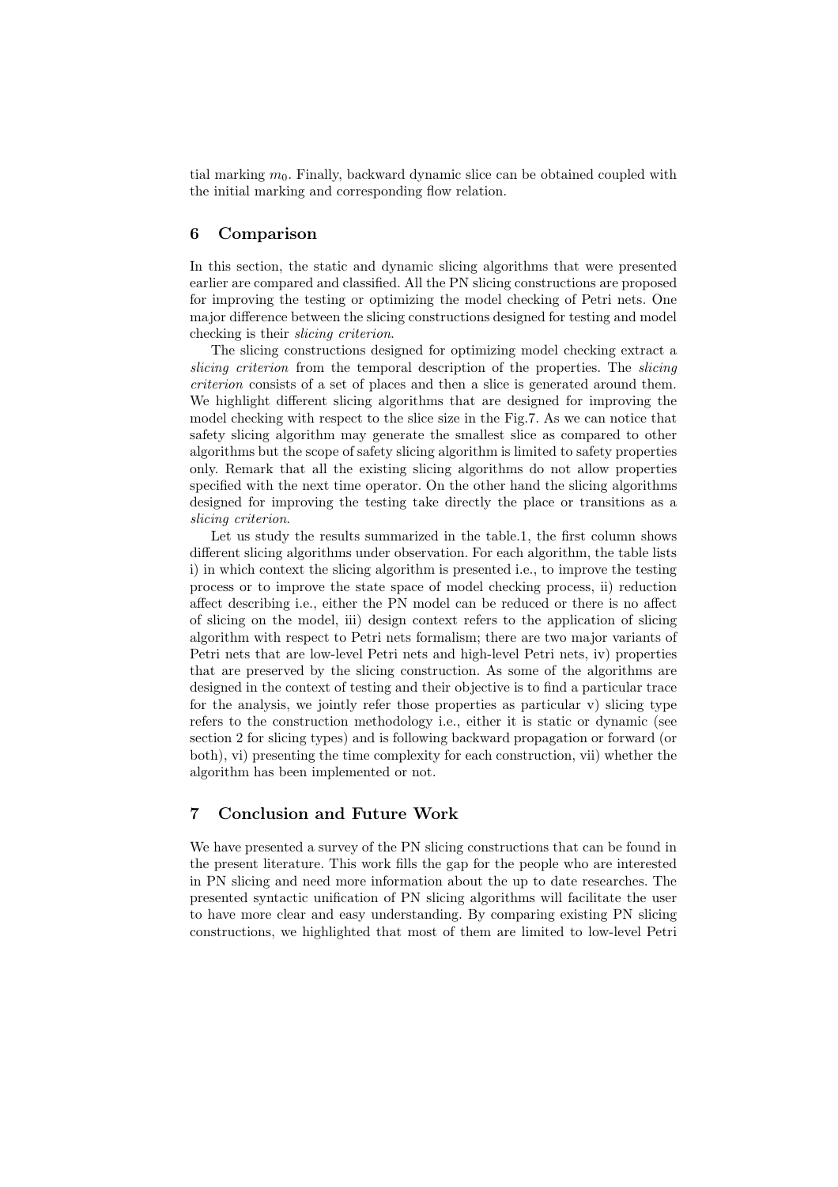tial marking $m_0$. Finally, backward dynamic slice can be obtained coupled with the initial marking and corresponding flow relation.

## 6 Comparison

In this section, the static and dynamic slicing algorithms that were presented earlier are compared and classified. All the PN slicing constructions are proposed for improving the testing or optimizing the model checking of Petri nets. One major difference between the slicing constructions designed for testing and model checking is their *slicing criterion*.

The slicing constructions designed for optimizing model checking extract a *slicing criterion* from the temporal description of the properties. The *slicing criterion* consists of a set of places and then a slice is generated around them. We highlight different slicing algorithms that are designed for improving the model checking with respect to the slice size in the Fig.7. As we can notice that safety slicing algorithm may generate the smallest slice as compared to other algorithms but the scope of safety slicing algorithm is limited to safety properties only. Remark that all the existing slicing algorithms do not allow properties specified with the next time operator. On the other hand the slicing algorithms designed for improving the testing take directly the place or transitions as a *slicing criterion*.

Let us study the results summarized in the table.1, the first column shows different slicing algorithms under observation. For each algorithm, the table lists i) in which context the slicing algorithm is presented i.e., to improve the testing process or to improve the state space of model checking process, ii) reduction affect describing i.e., either the PN model can be reduced or there is no affect of slicing on the model, iii) design context refers to the application of slicing algorithm with respect to Petri nets formalism; there are two major variants of Petri nets that are low-level Petri nets and high-level Petri nets, iv) properties that are preserved by the slicing construction. As some of the algorithms are designed in the context of testing and their objective is to find a particular trace for the analysis, we jointly refer those properties as particular v) slicing type refers to the construction methodology i.e., either it is static or dynamic (see section 2 for slicing types) and is following backward propagation or forward (or both), vi) presenting the time complexity for each construction, vii) whether the algorithm has been implemented or not.

## 7 Conclusion and Future Work

We have presented a survey of the PN slicing constructions that can be found in the present literature. This work fills the gap for the people who are interested in PN slicing and need more information about the up to date researches. The presented syntactic unification of PN slicing algorithms will facilitate the user to have more clear and easy understanding. By comparing existing PN slicing constructions, we highlighted that most of them are limited to low-level Petri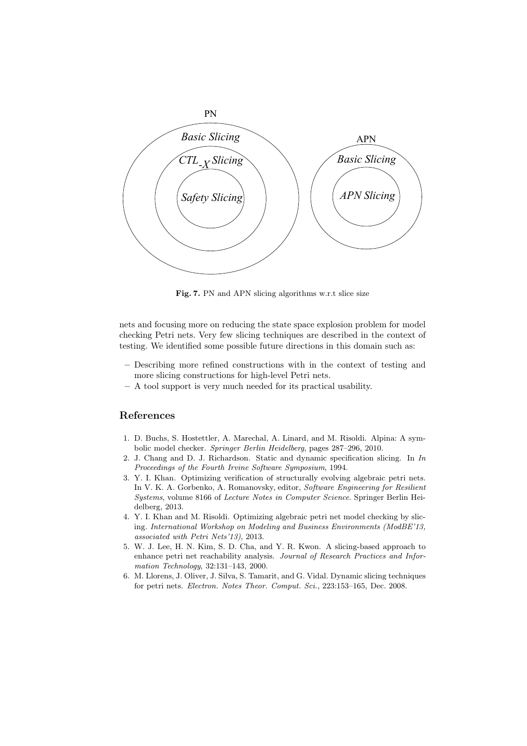Fig. 7. PN and APN slicing algorithms w.r.t slice size

nets and focusing more on reducing the state space explosion problem for model checking Petri nets. Very few slicing techniques are described in the context of testing. We identified some possible future directions in this domain such as:

- Describing more refined constructions with in the context of testing and more slicing constructions for high-level Petri nets.
- A tool support is very much needed for its practical usability.

## References

1. D. Buchs, S. Hostettler, A. Marechal, A. Linard, and M. Risoldi. Alpina: A symbolic model checker. *Springer Berlin Heidelberg*, pages 287–296, 2010.
2. J. Chang and D. J. Richardson. Static and dynamic specification slicing. In *In Proceedings of the Fourth Irvine Software Symposium*, 1994.
3. Y. I. Khan. Optimizing verification of structurally evolving algebraic petri nets. In V. K. A. Gorbenko, A. Romanovsky, editor, *Software Engineering for Resilient Systems*, volume 8166 of *Lecture Notes in Computer Science*. Springer Berlin Heidelberg, 2013.
4. Y. I. Khan and M. Risoldi. Optimizing algebraic petri net model checking by slicing. *International Workshop on Modeling and Business Environments (ModBE'13, associated with Petri Nets'13)*, 2013.
5. W. J. Lee, H. N. Kim, S. D. Cha, and Y. R. Kwon. A slicing-based approach to enhance petri net reachability analysis. *Journal of Research Practices and Information Technology*, 32:131–143, 2000.
6. M. Llorens, J. Oliver, J. Silva, S. Tamarit, and G. Vidal. Dynamic slicing techniques for petri nets. *Electron. Notes Theor. Comput. Sci.*, 223:153–165, Dec. 2008.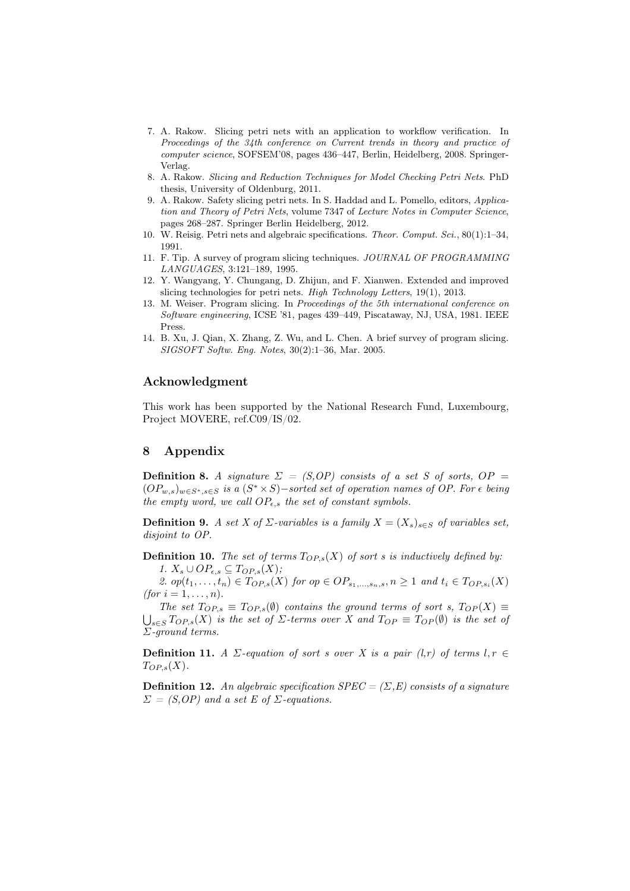7. A. Rakow. Slicing petri nets with an application to workflow verification. In *Proceedings of the 34th conference on Current trends in theory and practice of computer science*, SOFSEM'08, pages 436–447, Berlin, Heidelberg, 2008. Springer-Verlag.
8. A. Rakow. *Slicing and Reduction Techniques for Model Checking Petri Nets*. PhD thesis, University of Oldenburg, 2011.
9. A. Rakow. Safety slicing petri nets. In S. Haddad and L. Pomello, editors, *Application and Theory of Petri Nets*, volume 7347 of *Lecture Notes in Computer Science*, pages 268–287. Springer Berlin Heidelberg, 2012.
10. W. Reisig. Petri nets and algebraic specifications. *Theor. Comput. Sci.*, 80(1):1–34, 1991.
11. F. Tip. A survey of program slicing techniques. *JOURNAL OF PROGRAMMING LANGUAGES*, 3:121–189, 1995.
12. Y. Wangyang, Y. Chungang, D. Zhijun, and F. Xianwen. Extended and improved slicing technologies for petri nets. *High Technology Letters*, 19(1), 2013.
13. M. Weiser. Program slicing. In *Proceedings of the 5th international conference on Software engineering*, ICSE '81, pages 439–449, Piscataway, NJ, USA, 1981. IEEE Press.
14. B. Xu, J. Qian, X. Zhang, Z. Wu, and L. Chen. A brief survey of program slicing. *SIGSOFT Softw. Eng. Notes*, 30(2):1–36, Mar. 2005.

## Acknowledgment

This work has been supported by the National Research Fund, Luxembourg, Project MOVERE, ref.C09/IS/02.

## 8 Appendix

**Definition 8.** *A signature $\Sigma$ = (S,OP) consists of a set S of sorts, $OP = (OP_{w,s})_{w \in S^*, s \in S}$ is a $(S^* \times S)-$sorted set of operation names of OP. For $\epsilon$ being the empty word, we call $OP_{\epsilon,s}$ the set of constant symbols.*

**Definition 9.** *A set X of $\Sigma$-variables is a family $X = (X_s)_{s \in S}$ of variables set, disjoint to OP.*

**Definition 10.** *The set of terms $T_{OP,s}(X)$ of sort s is inductively defined by:*
*1. $X_s \cup OP_{\epsilon,s} \subseteq T_{OP,s}(X)$;*
*2. $op(t_1, \ldots, t_n) \in T_{OP,s}(X)$ for $op \in OP_{s_1,\ldots,s_n,s}, n \geq 1$ and $t_i \in T_{OP,s_i}(X)$ (for $i = 1, \ldots, n$).*
*The set $T_{OP,s} \equiv T_{OP,s}(\emptyset)$ contains the ground terms of sort s, $T_{OP}(X) \equiv \bigcup_{s \in S} T_{OP,s}(X)$ is the set of $\Sigma$-terms over X and $T_{OP} \equiv T_{OP}(\emptyset)$ is the set of $\Sigma$-ground terms.*

**Definition 11.** *A $\Sigma$-equation of sort s over X is a pair (l,r) of terms $l, r \in T_{OP,s}(X)$.*

**Definition 12.** *An algebraic specification SPEC = ($\Sigma$,E) consists of a signature $\Sigma$ = (S,OP) and a set E of $\Sigma$-equations.*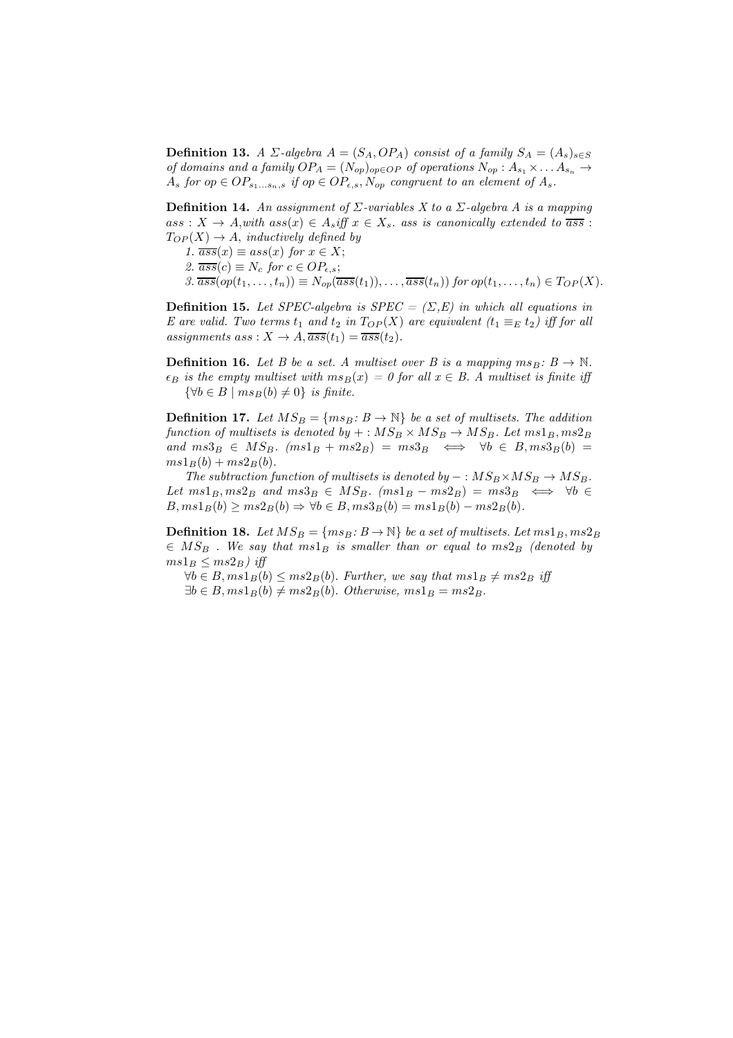**Definition 13.** *A $\Sigma$-algebra $A = (S_A, OP_A)$ consist of a family $S_A = (A_s)_{s \in S}$ of domains and a family $OP_A = (N_{op})_{op \in OP}$ of operations $N_{op} : A_{s_1} \times \ldots A_{s_n} \rightarrow A_s$ for $op \in OP_{s_1 \ldots s_n, s}$ if $op \in OP_{\epsilon,s}, N_{op}$ congruent to an element of $A_s$.*

**Definition 14.** *An assignment of $\Sigma$-variables $X$ to a $\Sigma$-algebra $A$ is a mapping $ass : X \rightarrow A$,with $ass(x) \in A_s$iff $x \in X_s$. ass is canonically extended to $\overline{ass} : T_{OP}(X) \rightarrow A$, inductively defined by*

*1. $\overline{ass}(x) \equiv ass(x)$ for $x \in X$;*

*2. $\overline{ass}(c) \equiv N_c$ for $c \in OP_{\epsilon,s}$;*

*3. $\overline{ass}(op(t_1, \ldots, t_n)) \equiv N_{op}(\overline{ass}(t_1)), \ldots, \overline{ass}(t_n))$ for $op(t_1, \ldots, t_n) \in T_{OP}(X)$.*

**Definition 15.** *Let SPEC-algebra is $SPEC = (\Sigma,E)$ in which all equations in $E$ are valid. Two terms $t_1$ and $t_2$ in $T_{OP}(X)$ are equivalent ($t_1 \equiv_E t_2$) iff for all assignments $ass : X \rightarrow A, \overline{ass}(t_1) = \overline{ass}(t_2)$.*

**Definition 16.** *Let $B$ be a set. A multiset over $B$ is a mapping $ms_B \colon B \rightarrow \mathbb{N}$. $\epsilon_B$ is the empty multiset with $ms_B(x) = 0$ for all $x \in B$. A multiset is finite iff $\{\forall b \in B \mid ms_B(b) \neq 0\}$ is finite.*

**Definition 17.** *Let $MS_B = \{ms_B \colon B \rightarrow \mathbb{N}\}$ be a set of multisets. The addition function of multisets is denoted by $+ : MS_B \times MS_B \rightarrow MS_B$. Let $ms1_B, ms2_B$ and $ms3_B \in MS_B$. $(ms1_B + ms2_B) = ms3_B \iff \forall b \in B, ms3_B(b) = ms1_B(b) + ms2_B(b)$.*

*The subtraction function of multisets is denoted by $- : MS_B \times MS_B \rightarrow MS_B$. Let $ms1_B, ms2_B$ and $ms3_B \in MS_B$. $(ms1_B - ms2_B) = ms3_B \iff \forall b \in B, ms1_B(b) \geq ms2_B(b) \Rightarrow \forall b \in B, ms3_B(b) = ms1_B(b) - ms2_B(b)$.*

**Definition 18.** *Let $MS_B = \{ms_B \colon B \rightarrow \mathbb{N}\}$ be a set of multisets. Let $ms1_B, ms2_B \in MS_B$ . We say that $ms1_B$ is smaller than or equal to $ms2_B$ (denoted by $ms1_B \leq ms2_B$) iff*

*$\forall b \in B, ms1_B(b) \leq ms2_B(b)$. Further, we say that $ms1_B \neq ms2_B$ iff*

*$\exists b \in B, ms1_B(b) \neq ms2_B(b)$. Otherwise, $ms1_B = ms2_B$.*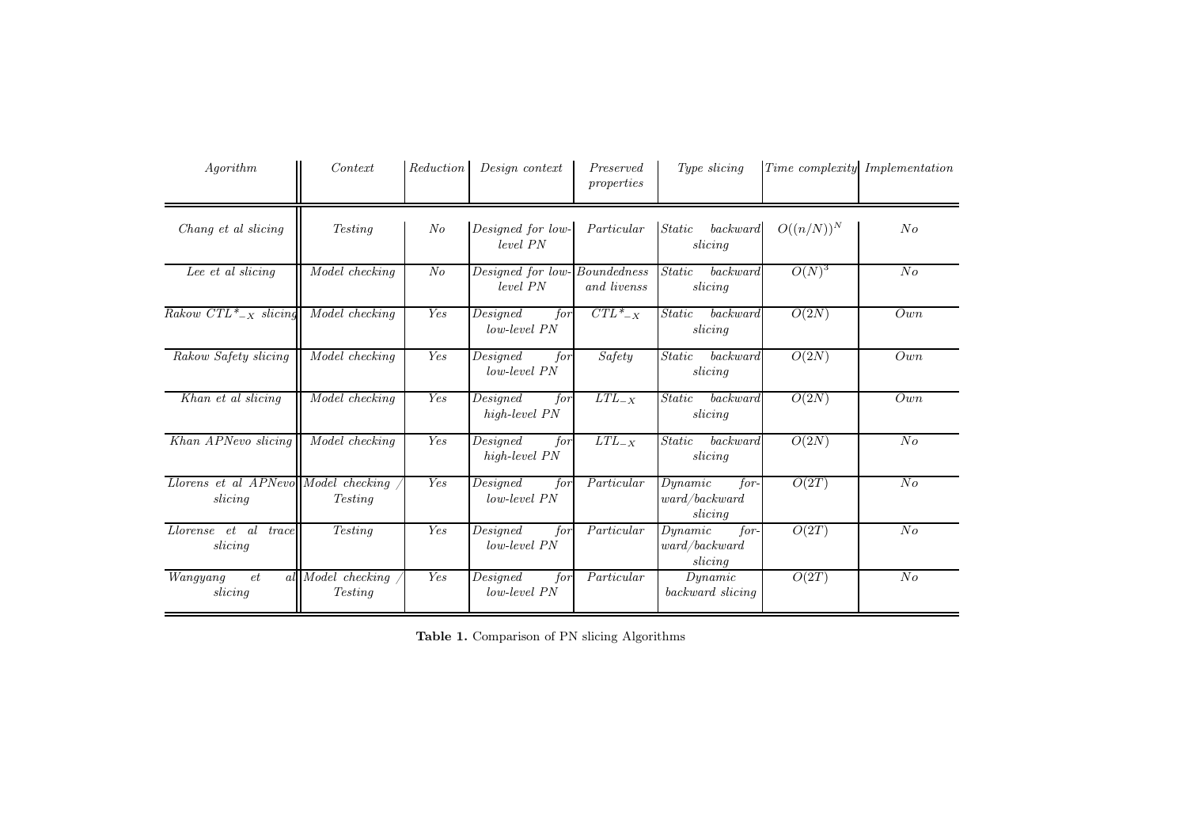| *Agorithm* | *Context* | *Reduction* | *Design context* | *Preserved properties* | *Type slicing* | *Time complexity* | *Implementation* |
|---|---|---|---|---|---|---|---|
| *Chang et al slicing* | *Testing* | *No* | *Designed for low-level PN* | *Particular* | *Static backward slicing* | $O((n/N))^N$ | *No* |
| *Lee et al slicing* | *Model checking* | *No* | *Designed for low-level PN* | *Boundedness and livenss* | *Static backward slicing* | $O(N)^3$ | *No* |
| *Rakow $CTL^*_{-X}$ slicing* | *Model checking* | *Yes* | *Designed for low-level PN* | $CTL^*_{-X}$ | *Static backward slicing* | $O(2N)$ | *Own* |
| *Rakow Safety slicing* | *Model checking* | *Yes* | *Designed for low-level PN* | *Safety* | *Static backward slicing* | $O(2N)$ | *Own* |
| *Khan et al slicing* | *Model checking* | *Yes* | *Designed for high-level PN* | $LTL_{-X}$ | *Static backward slicing* | $O(2N)$ | *Own* |
| *Khan APNevo slicing* | *Model checking* | *Yes* | *Designed for high-level PN* | $LTL_{-X}$ | *Static backward slicing* | $O(2N)$ | *No* |
| *Llorens et al APNevo slicing* | *Model checking / Testing* | *Yes* | *Designed for low-level PN* | *Particular* | *Dynamic forward/backward slicing* | $O(2T)$ | *No* |
| *Llorense et al trace slicing* | *Testing* | *Yes* | *Designed for low-level PN* | *Particular* | *Dynamic forward/backward slicing* | $O(2T)$ | *No* |
| *Wangyang et al slicing* | *Model checking / Testing* | *Yes* | *Designed for low-level PN* | *Particular* | *Dynamic backward slicing* | $O(2T)$ | *No* |

**Table 1.** Comparison of PN slicing Algorithms